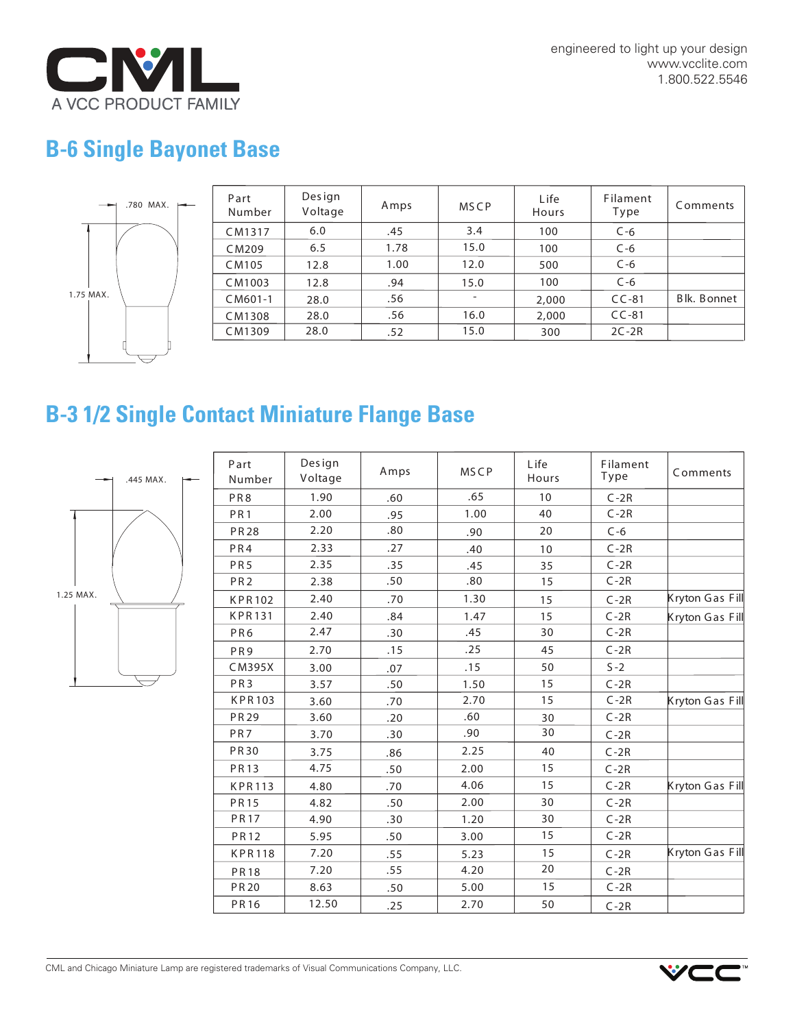engineered to light up your design
www.vcclite.com
1.800.522.5546

## B-6 Single Bayonet Base

.780 MAX.

1.75 MAX.

| Part Number | Design Voltage | Amps | MSCP | Life Hours | Filament Type | Comments |
|---|---|---|---|---|---|---|
| CM1317 | 6.0 | .45 | 3.4 | 100 | C-6 | |
| CM209 | 6.5 | 1.78 | 15.0 | 100 | C-6 | |
| CM105 | 12.8 | 1.00 | 12.0 | 500 | C-6 | |
| CM1003 | 12.8 | .94 | 15.0 | 100 | C-6 | |
| CM601-1 | 28.0 | .56 | - | 2,000 | CC-81 | Blk. Bonnet |
| CM1308 | 28.0 | .56 | 16.0 | 2,000 | CC-81 | |
| CM1309 | 28.0 | .52 | 15.0 | 300 | 2C-2R | |

## B-3 1/2 Single Contact Miniature Flange Base

.445 MAX.

1.25 MAX.

| Part Number | Design Voltage | Amps | MSCP | Life Hours | Filament Type | Comments |
|---|---|---|---|---|---|---|
| PR8 | 1.90 | .60 | .65 | 10 | C-2R | |
| PR1 | 2.00 | .95 | 1.00 | 40 | C-2R | |
| PR28 | 2.20 | .80 | .90 | 20 | C-6 | |
| PR4 | 2.33 | .27 | .40 | 10 | C-2R | |
| PR5 | 2.35 | .35 | .45 | 35 | C-2R | |
| PR2 | 2.38 | .50 | .80 | 15 | C-2R | |
| KPR102 | 2.40 | .70 | 1.30 | 15 | C-2R | Kryton Gas Fill |
| KPR131 | 2.40 | .84 | 1.47 | 15 | C-2R | Kryton Gas Fill |
| PR6 | 2.47 | .30 | .45 | 30 | C-2R | |
| PR9 | 2.70 | .15 | .25 | 45 | C-2R | |
| CM395X | 3.00 | .07 | .15 | 50 | S-2 | |
| PR3 | 3.57 | .50 | 1.50 | 15 | C-2R | |
| KPR103 | 3.60 | .70 | 2.70 | 15 | C-2R | Kryton Gas Fill |
| PR29 | 3.60 | .20 | .60 | 30 | C-2R | |
| PR7 | 3.70 | .30 | .90 | 30 | C-2R | |
| PR30 | 3.75 | .86 | 2.25 | 40 | C-2R | |
| PR13 | 4.75 | .50 | 2.00 | 15 | C-2R | |
| KPR113 | 4.80 | .70 | 4.06 | 15 | C-2R | Kryton Gas Fill |
| PR15 | 4.82 | .50 | 2.00 | 30 | C-2R | |
| PR17 | 4.90 | .30 | 1.20 | 30 | C-2R | |
| PR12 | 5.95 | .50 | 3.00 | 15 | C-2R | |
| KPR118 | 7.20 | .55 | 5.23 | 15 | C-2R | Kryton Gas Fill |
| PR18 | 7.20 | .55 | 4.20 | 20 | C-2R | |
| PR20 | 8.63 | .50 | 5.00 | 15 | C-2R | |
| PR16 | 12.50 | .25 | 2.70 | 50 | C-2R | |

CML and Chicago Miniature Lamp are registered trademarks of Visual Communications Company, LLC.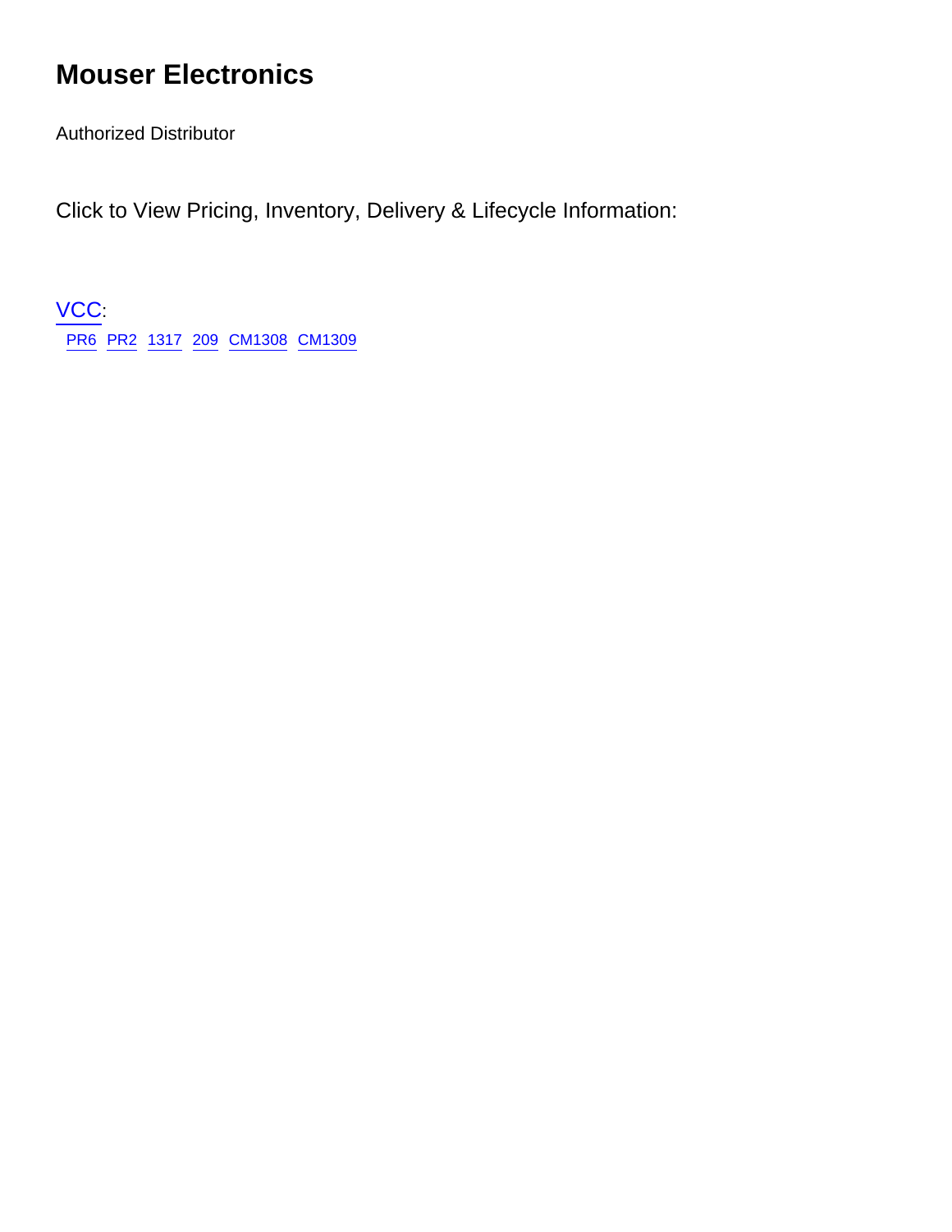# Mouser Electronics

Authorized Distributor

Click to View Pricing, Inventory, Delivery & Lifecycle Information:

VCC:

PR6 PR2 1317 209 CM1308 CM1309